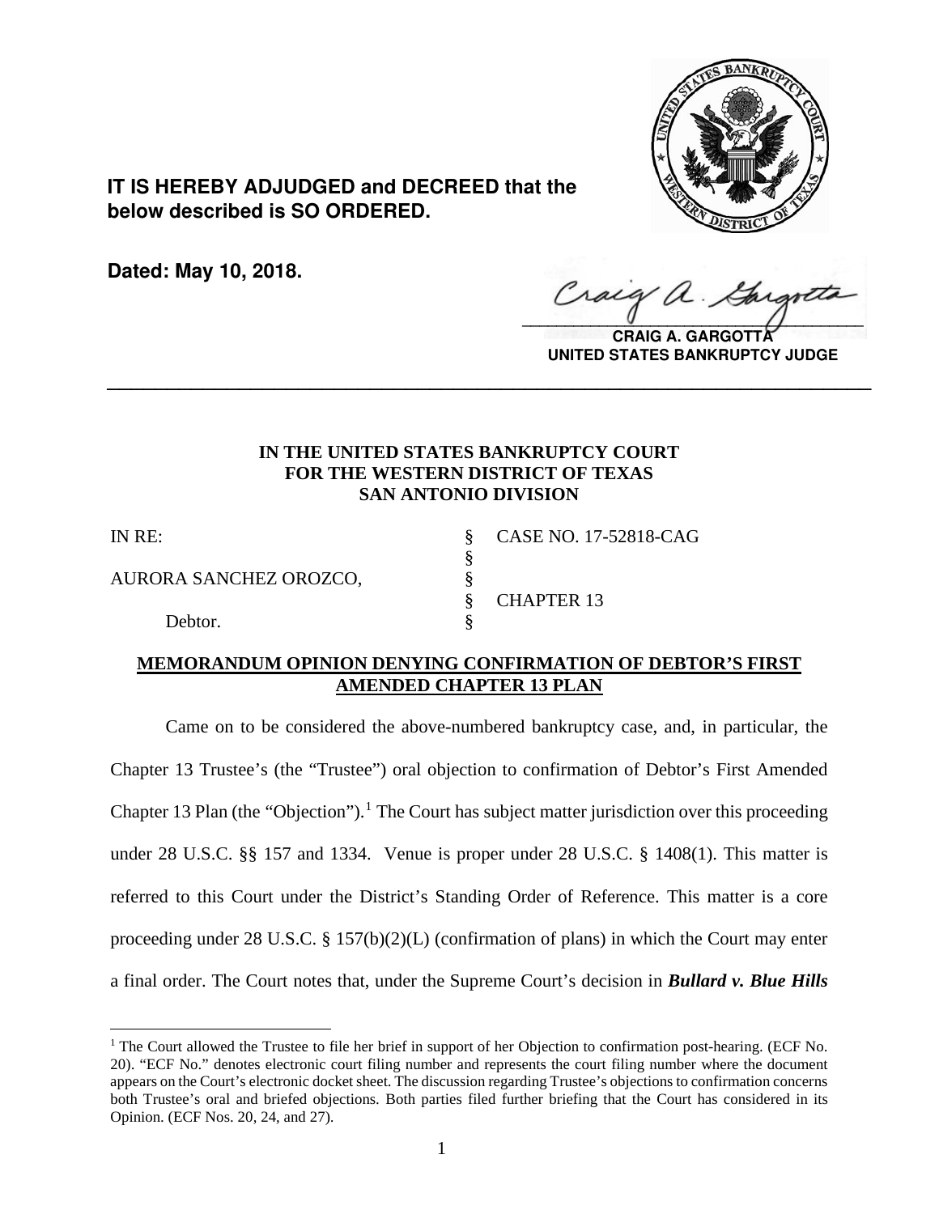**IT IS HEREBY ADJUDGED and DECREED that the below described is SO ORDERED.**

**Dated: May 10, 2018.**

**CRAIG A. GARGOTTA**
**UNITED STATES BANKRUPTCY JUDGE**

---

**IN THE UNITED STATES BANKRUPTCY COURT**
**FOR THE WESTERN DISTRICT OF TEXAS**
**SAN ANTONIO DIVISION**

| | | |
|---|---|---|
| IN RE: | § | CASE NO. 17-52818-CAG |
| | § | |
| AURORA SANCHEZ OROZCO, | § | |
| | § | CHAPTER 13 |
| Debtor. | § | |

**MEMORANDUM OPINION DENYING CONFIRMATION OF DEBTOR'S FIRST AMENDED CHAPTER 13 PLAN**

Came on to be considered the above-numbered bankruptcy case, and, in particular, the Chapter 13 Trustee's (the "Trustee") oral objection to confirmation of Debtor's First Amended Chapter 13 Plan (the "Objection").[1] The Court has subject matter jurisdiction over this proceeding under 28 U.S.C. §§ 157 and 1334. Venue is proper under 28 U.S.C. § 1408(1). This matter is referred to this Court under the District's Standing Order of Reference. This matter is a core proceeding under 28 U.S.C. § 157(b)(2)(L) (confirmation of plans) in which the Court may enter a final order. The Court notes that, under the Supreme Court's decision in ***Bullard v. Blue Hills***

[1] The Court allowed the Trustee to file her brief in support of her Objection to confirmation post-hearing. (ECF No. 20). "ECF No." denotes electronic court filing number and represents the court filing number where the document appears on the Court's electronic docket sheet. The discussion regarding Trustee's objections to confirmation concerns both Trustee's oral and briefed objections. Both parties filed further briefing that the Court has considered in its Opinion. (ECF Nos. 20, 24, and 27).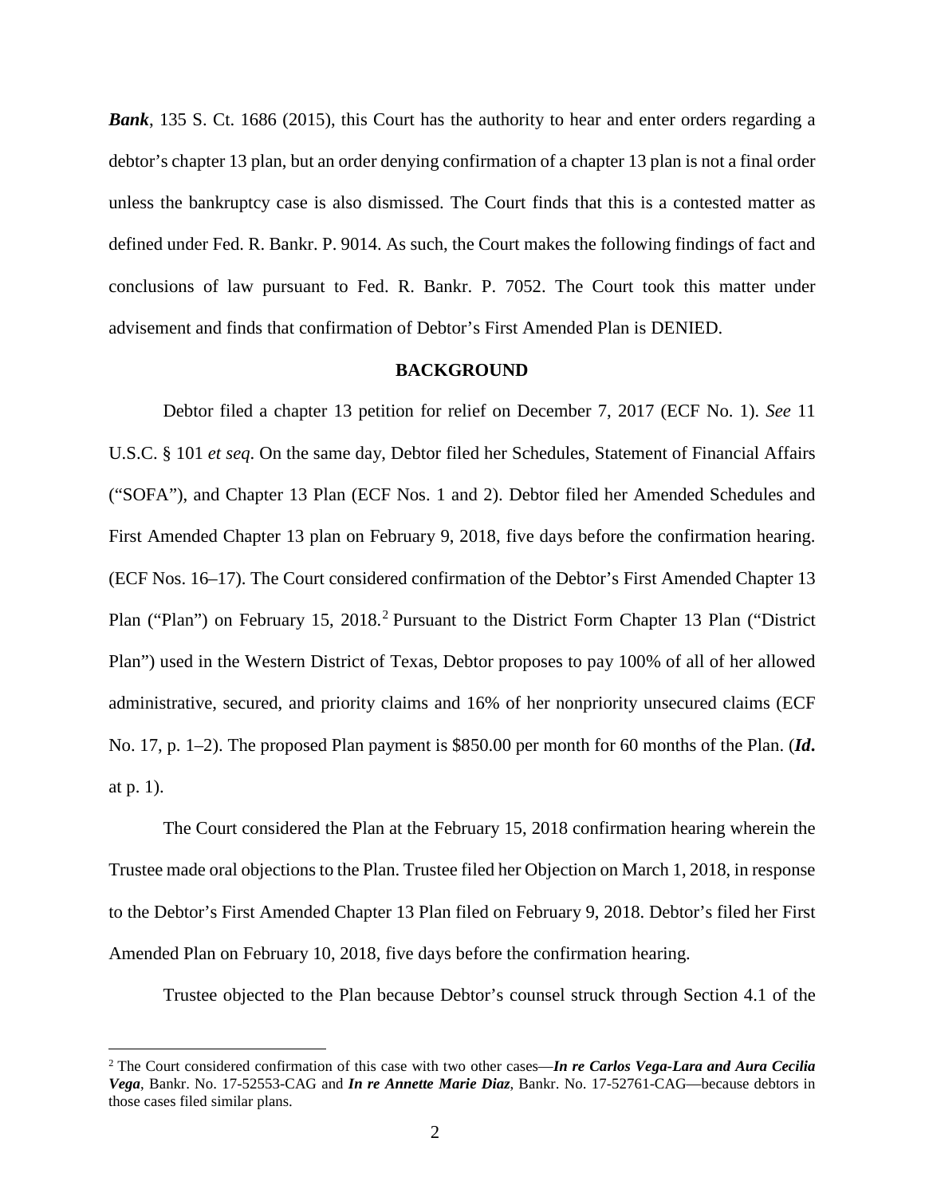***Bank***, 135 S. Ct. 1686 (2015), this Court has the authority to hear and enter orders regarding a debtor's chapter 13 plan, but an order denying confirmation of a chapter 13 plan is not a final order unless the bankruptcy case is also dismissed. The Court finds that this is a contested matter as defined under Fed. R. Bankr. P. 9014. As such, the Court makes the following findings of fact and conclusions of law pursuant to Fed. R. Bankr. P. 7052. The Court took this matter under advisement and finds that confirmation of Debtor's First Amended Plan is DENIED.

**BACKGROUND**

Debtor filed a chapter 13 petition for relief on December 7, 2017 (ECF No. 1). *See* 11 U.S.C. § 101 *et seq*. On the same day, Debtor filed her Schedules, Statement of Financial Affairs ("SOFA"), and Chapter 13 Plan (ECF Nos. 1 and 2). Debtor filed her Amended Schedules and First Amended Chapter 13 plan on February 9, 2018, five days before the confirmation hearing. (ECF Nos. 16–17). The Court considered confirmation of the Debtor's First Amended Chapter 13 Plan ("Plan") on February 15, 2018.[2] Pursuant to the District Form Chapter 13 Plan ("District Plan") used in the Western District of Texas, Debtor proposes to pay 100% of all of her allowed administrative, secured, and priority claims and 16% of her nonpriority unsecured claims (ECF No. 17, p. 1–2). The proposed Plan payment is $850.00 per month for 60 months of the Plan. (***Id.*** at p. 1).

The Court considered the Plan at the February 15, 2018 confirmation hearing wherein the Trustee made oral objections to the Plan. Trustee filed her Objection on March 1, 2018, in response to the Debtor's First Amended Chapter 13 Plan filed on February 9, 2018. Debtor's filed her First Amended Plan on February 10, 2018, five days before the confirmation hearing.

Trustee objected to the Plan because Debtor's counsel struck through Section 4.1 of the

[2] The Court considered confirmation of this case with two other cases—***In re Carlos Vega-Lara and Aura Cecilia Vega***, Bankr. No. 17-52553-CAG and ***In re Annette Marie Diaz***, Bankr. No. 17-52761-CAG—because debtors in those cases filed similar plans.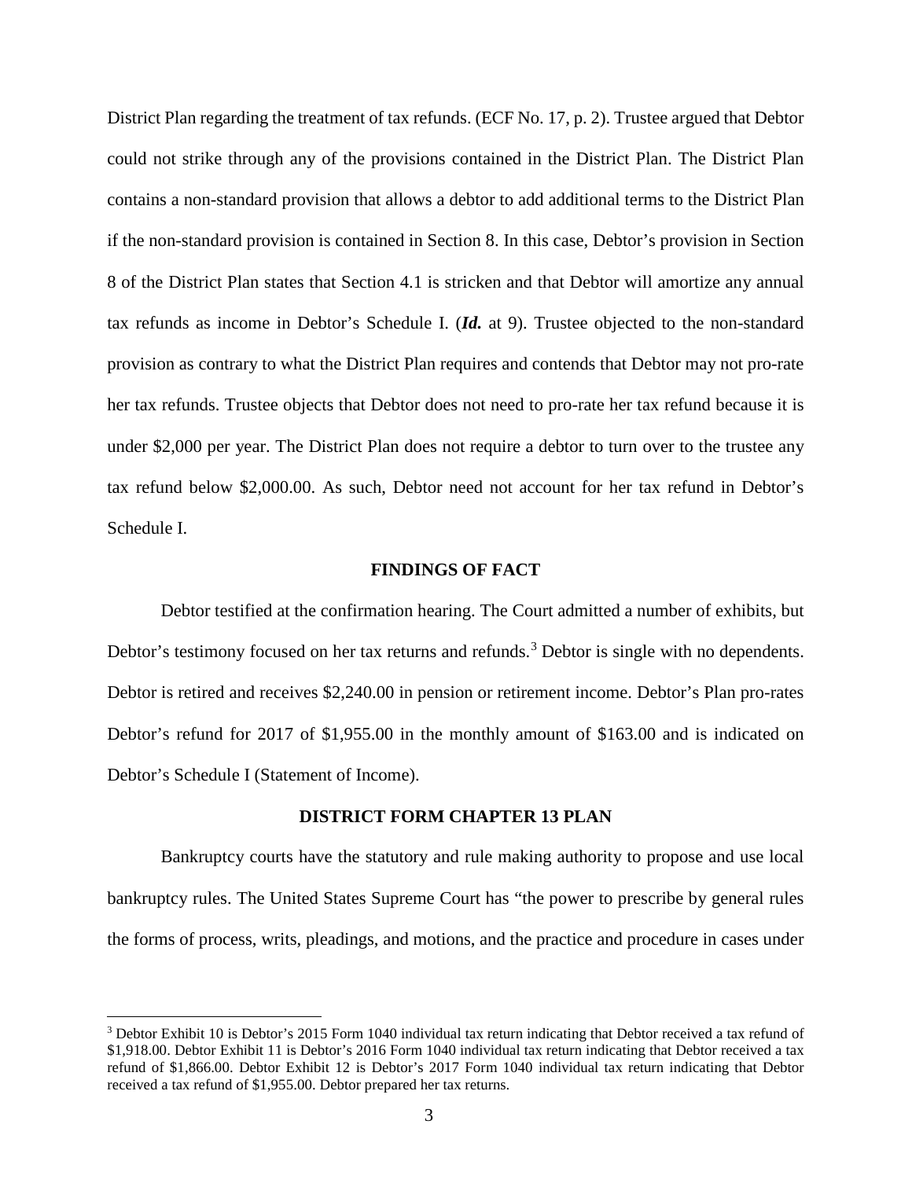District Plan regarding the treatment of tax refunds. (ECF No. 17, p. 2). Trustee argued that Debtor could not strike through any of the provisions contained in the District Plan. The District Plan contains a non-standard provision that allows a debtor to add additional terms to the District Plan if the non-standard provision is contained in Section 8. In this case, Debtor's provision in Section 8 of the District Plan states that Section 4.1 is stricken and that Debtor will amortize any annual tax refunds as income in Debtor's Schedule I. (***Id.*** at 9). Trustee objected to the non-standard provision as contrary to what the District Plan requires and contends that Debtor may not pro-rate her tax refunds. Trustee objects that Debtor does not need to pro-rate her tax refund because it is under $2,000 per year. The District Plan does not require a debtor to turn over to the trustee any tax refund below $2,000.00. As such, Debtor need not account for her tax refund in Debtor's Schedule I.

## FINDINGS OF FACT

Debtor testified at the confirmation hearing. The Court admitted a number of exhibits, but Debtor's testimony focused on her tax returns and refunds.[3] Debtor is single with no dependents. Debtor is retired and receives $2,240.00 in pension or retirement income. Debtor's Plan pro-rates Debtor's refund for 2017 of $1,955.00 in the monthly amount of $163.00 and is indicated on Debtor's Schedule I (Statement of Income).

## DISTRICT FORM CHAPTER 13 PLAN

Bankruptcy courts have the statutory and rule making authority to propose and use local bankruptcy rules. The United States Supreme Court has "the power to prescribe by general rules the forms of process, writs, pleadings, and motions, and the practice and procedure in cases under

---

[3] Debtor Exhibit 10 is Debtor's 2015 Form 1040 individual tax return indicating that Debtor received a tax refund of $1,918.00. Debtor Exhibit 11 is Debtor's 2016 Form 1040 individual tax return indicating that Debtor received a tax refund of $1,866.00. Debtor Exhibit 12 is Debtor's 2017 Form 1040 individual tax return indicating that Debtor received a tax refund of $1,955.00. Debtor prepared her tax returns.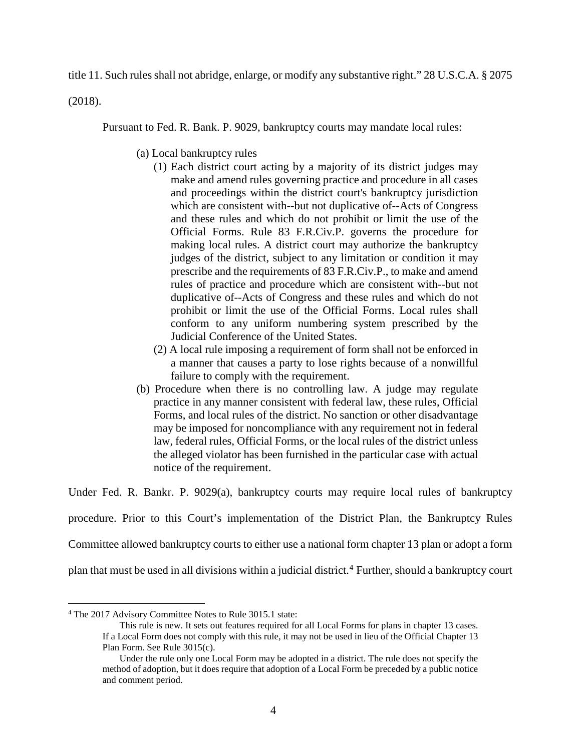title 11. Such rules shall not abridge, enlarge, or modify any substantive right." 28 U.S.C.A. § 2075 (2018).

Pursuant to Fed. R. Bank. P. 9029, bankruptcy courts may mandate local rules:

> (a) Local bankruptcy rules
>
> (1) Each district court acting by a majority of its district judges may make and amend rules governing practice and procedure in all cases and proceedings within the district court's bankruptcy jurisdiction which are consistent with--but not duplicative of--Acts of Congress and these rules and which do not prohibit or limit the use of the Official Forms. Rule 83 F.R.Civ.P. governs the procedure for making local rules. A district court may authorize the bankruptcy judges of the district, subject to any limitation or condition it may prescribe and the requirements of 83 F.R.Civ.P., to make and amend rules of practice and procedure which are consistent with--but not duplicative of--Acts of Congress and these rules and which do not prohibit or limit the use of the Official Forms. Local rules shall conform to any uniform numbering system prescribed by the Judicial Conference of the United States.
>
> (2) A local rule imposing a requirement of form shall not be enforced in a manner that causes a party to lose rights because of a nonwillful failure to comply with the requirement.
>
> (b) Procedure when there is no controlling law. A judge may regulate practice in any manner consistent with federal law, these rules, Official Forms, and local rules of the district. No sanction or other disadvantage may be imposed for noncompliance with any requirement not in federal law, federal rules, Official Forms, or the local rules of the district unless the alleged violator has been furnished in the particular case with actual notice of the requirement.

Under Fed. R. Bankr. P. 9029(a), bankruptcy courts may require local rules of bankruptcy procedure. Prior to this Court's implementation of the District Plan, the Bankruptcy Rules Committee allowed bankruptcy courts to either use a national form chapter 13 plan or adopt a form plan that must be used in all divisions within a judicial district.[4] Further, should a bankruptcy court

---

[4] The 2017 Advisory Committee Notes to Rule 3015.1 state:

> This rule is new. It sets out features required for all Local Forms for plans in chapter 13 cases. If a Local Form does not comply with this rule, it may not be used in lieu of the Official Chapter 13 Plan Form. See Rule 3015(c).
>
> Under the rule only one Local Form may be adopted in a district. The rule does not specify the method of adoption, but it does require that adoption of a Local Form be preceded by a public notice and comment period.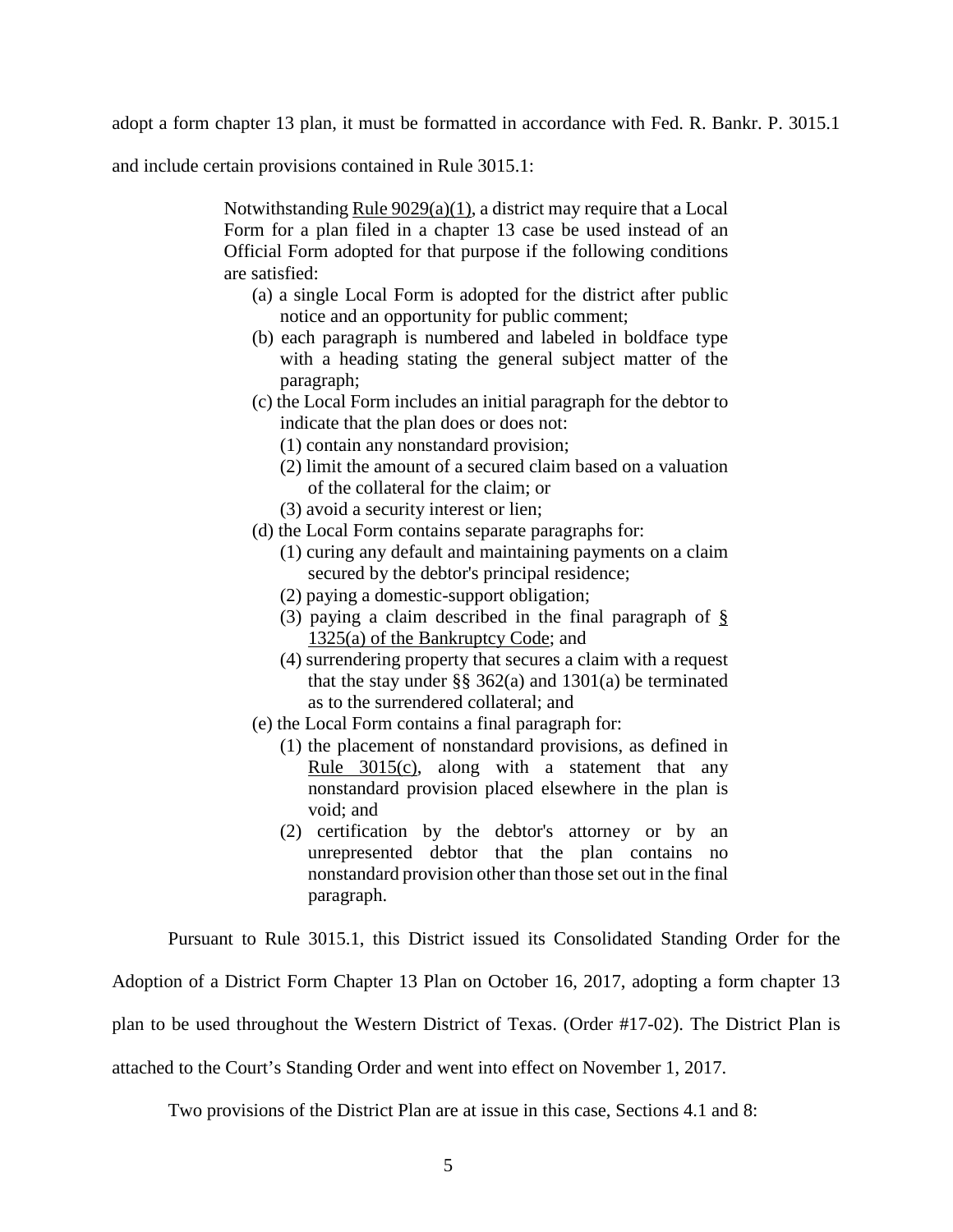adopt a form chapter 13 plan, it must be formatted in accordance with Fed. R. Bankr. P. 3015.1 and include certain provisions contained in Rule 3015.1:

> Notwithstanding Rule 9029(a)(1), a district may require that a Local Form for a plan filed in a chapter 13 case be used instead of an Official Form adopted for that purpose if the following conditions are satisfied:
>
> (a) a single Local Form is adopted for the district after public notice and an opportunity for public comment;
>
> (b) each paragraph is numbered and labeled in boldface type with a heading stating the general subject matter of the paragraph;
>
> (c) the Local Form includes an initial paragraph for the debtor to indicate that the plan does or does not:
>
> (1) contain any nonstandard provision;
>
> (2) limit the amount of a secured claim based on a valuation of the collateral for the claim; or
>
> (3) avoid a security interest or lien;
>
> (d) the Local Form contains separate paragraphs for:
>
> (1) curing any default and maintaining payments on a claim secured by the debtor's principal residence;
>
> (2) paying a domestic-support obligation;
>
> (3) paying a claim described in the final paragraph of § 1325(a) of the Bankruptcy Code; and
>
> (4) surrendering property that secures a claim with a request that the stay under §§ 362(a) and 1301(a) be terminated as to the surrendered collateral; and
>
> (e) the Local Form contains a final paragraph for:
>
> (1) the placement of nonstandard provisions, as defined in Rule 3015(c), along with a statement that any nonstandard provision placed elsewhere in the plan is void; and
>
> (2) certification by the debtor's attorney or by an unrepresented debtor that the plan contains no nonstandard provision other than those set out in the final paragraph.

Pursuant to Rule 3015.1, this District issued its Consolidated Standing Order for the Adoption of a District Form Chapter 13 Plan on October 16, 2017, adopting a form chapter 13 plan to be used throughout the Western District of Texas. (Order #17-02). The District Plan is attached to the Court's Standing Order and went into effect on November 1, 2017.

Two provisions of the District Plan are at issue in this case, Sections 4.1 and 8: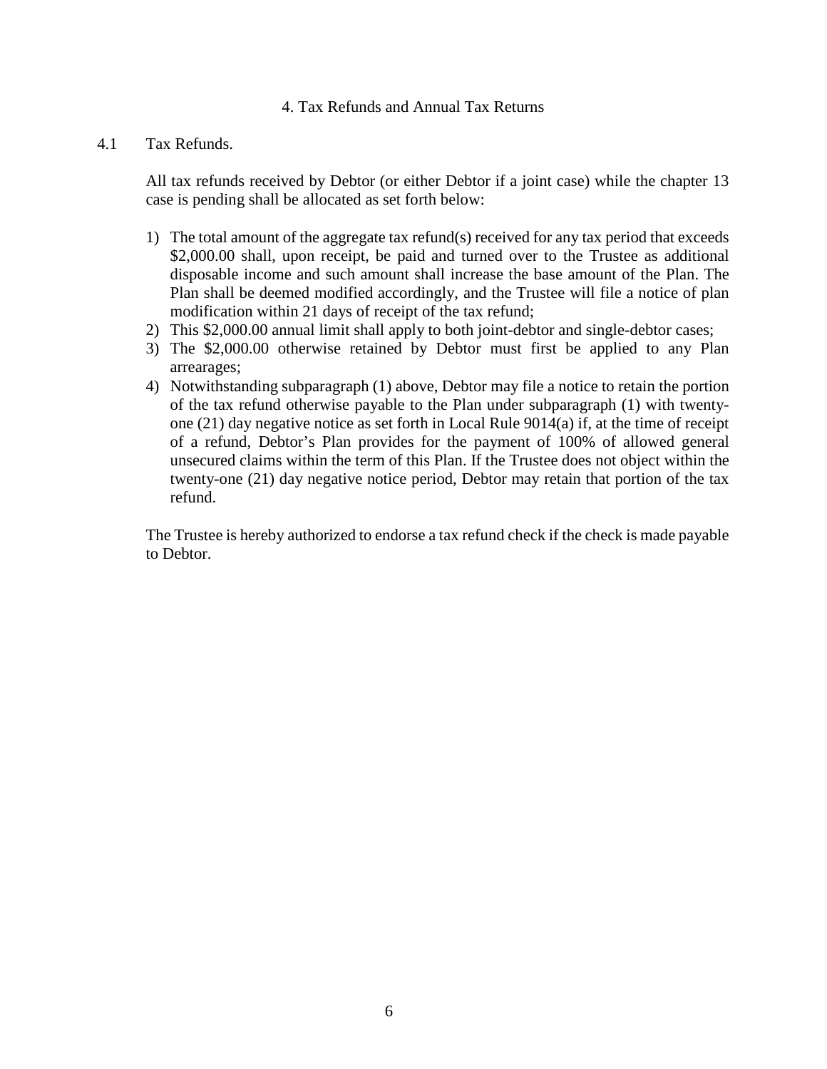## 4. Tax Refunds and Annual Tax Returns

### 4.1 Tax Refunds.

All tax refunds received by Debtor (or either Debtor if a joint case) while the chapter 13 case is pending shall be allocated as set forth below:

1) The total amount of the aggregate tax refund(s) received for any tax period that exceeds $2,000.00 shall, upon receipt, be paid and turned over to the Trustee as additional disposable income and such amount shall increase the base amount of the Plan. The Plan shall be deemed modified accordingly, and the Trustee will file a notice of plan modification within 21 days of receipt of the tax refund;
2) This $2,000.00 annual limit shall apply to both joint-debtor and single-debtor cases;
3) The $2,000.00 otherwise retained by Debtor must first be applied to any Plan arrearages;
4) Notwithstanding subparagraph (1) above, Debtor may file a notice to retain the portion of the tax refund otherwise payable to the Plan under subparagraph (1) with twenty-one (21) day negative notice as set forth in Local Rule 9014(a) if, at the time of receipt of a refund, Debtor's Plan provides for the payment of 100% of allowed general unsecured claims within the term of this Plan. If the Trustee does not object within the twenty-one (21) day negative notice period, Debtor may retain that portion of the tax refund.

The Trustee is hereby authorized to endorse a tax refund check if the check is made payable to Debtor.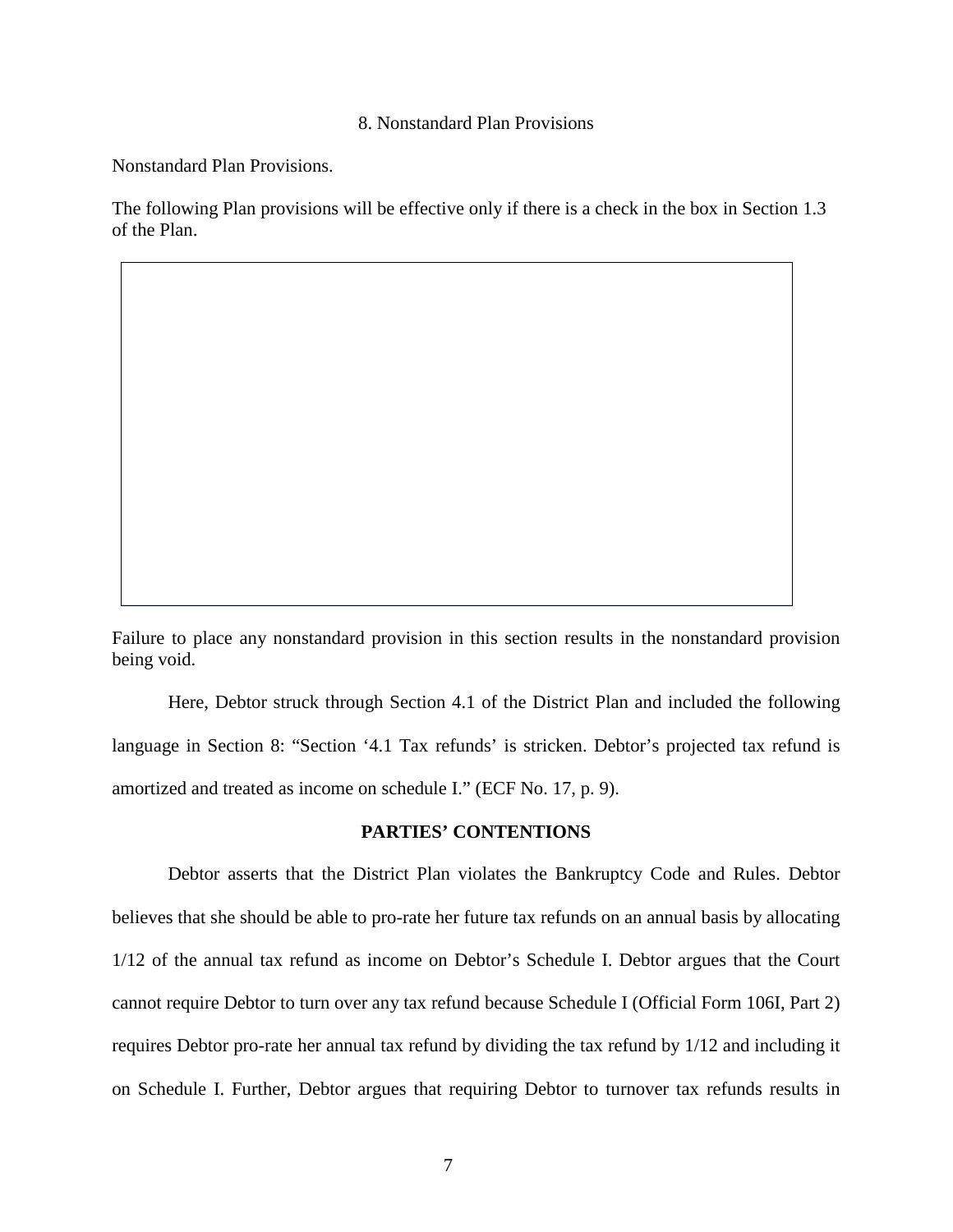8. Nonstandard Plan Provisions

Nonstandard Plan Provisions.

The following Plan provisions will be effective only if there is a check in the box in Section 1.3 of the Plan.

Failure to place any nonstandard provision in this section results in the nonstandard provision being void.

Here, Debtor struck through Section 4.1 of the District Plan and included the following language in Section 8: "Section '4.1 Tax refunds' is stricken. Debtor's projected tax refund is amortized and treated as income on schedule I." (ECF No. 17, p. 9).

**PARTIES' CONTENTIONS**

Debtor asserts that the District Plan violates the Bankruptcy Code and Rules. Debtor believes that she should be able to pro-rate her future tax refunds on an annual basis by allocating 1/12 of the annual tax refund as income on Debtor's Schedule I. Debtor argues that the Court cannot require Debtor to turn over any tax refund because Schedule I (Official Form 106I, Part 2) requires Debtor pro-rate her annual tax refund by dividing the tax refund by 1/12 and including it on Schedule I. Further, Debtor argues that requiring Debtor to turnover tax refunds results in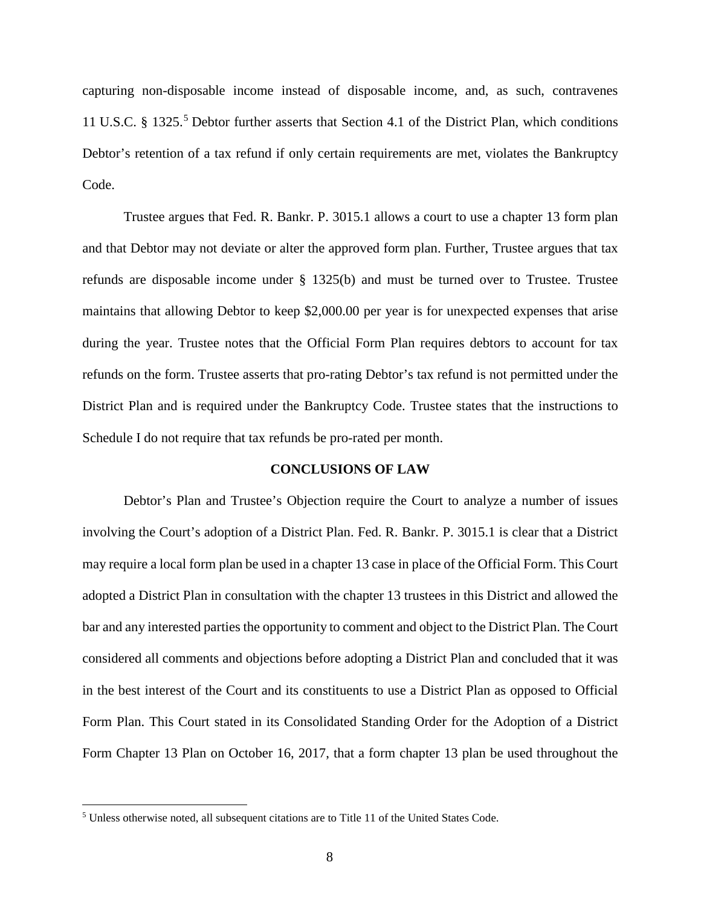capturing non-disposable income instead of disposable income, and, as such, contravenes 11 U.S.C. § 1325.[5] Debtor further asserts that Section 4.1 of the District Plan, which conditions Debtor's retention of a tax refund if only certain requirements are met, violates the Bankruptcy Code.

Trustee argues that Fed. R. Bankr. P. 3015.1 allows a court to use a chapter 13 form plan and that Debtor may not deviate or alter the approved form plan. Further, Trustee argues that tax refunds are disposable income under § 1325(b) and must be turned over to Trustee. Trustee maintains that allowing Debtor to keep $2,000.00 per year is for unexpected expenses that arise during the year. Trustee notes that the Official Form Plan requires debtors to account for tax refunds on the form. Trustee asserts that pro-rating Debtor's tax refund is not permitted under the District Plan and is required under the Bankruptcy Code. Trustee states that the instructions to Schedule I do not require that tax refunds be pro-rated per month.

## CONCLUSIONS OF LAW

Debtor's Plan and Trustee's Objection require the Court to analyze a number of issues involving the Court's adoption of a District Plan. Fed. R. Bankr. P. 3015.1 is clear that a District may require a local form plan be used in a chapter 13 case in place of the Official Form. This Court adopted a District Plan in consultation with the chapter 13 trustees in this District and allowed the bar and any interested parties the opportunity to comment and object to the District Plan. The Court considered all comments and objections before adopting a District Plan and concluded that it was in the best interest of the Court and its constituents to use a District Plan as opposed to Official Form Plan. This Court stated in its Consolidated Standing Order for the Adoption of a District Form Chapter 13 Plan on October 16, 2017, that a form chapter 13 plan be used throughout the

[5] Unless otherwise noted, all subsequent citations are to Title 11 of the United States Code.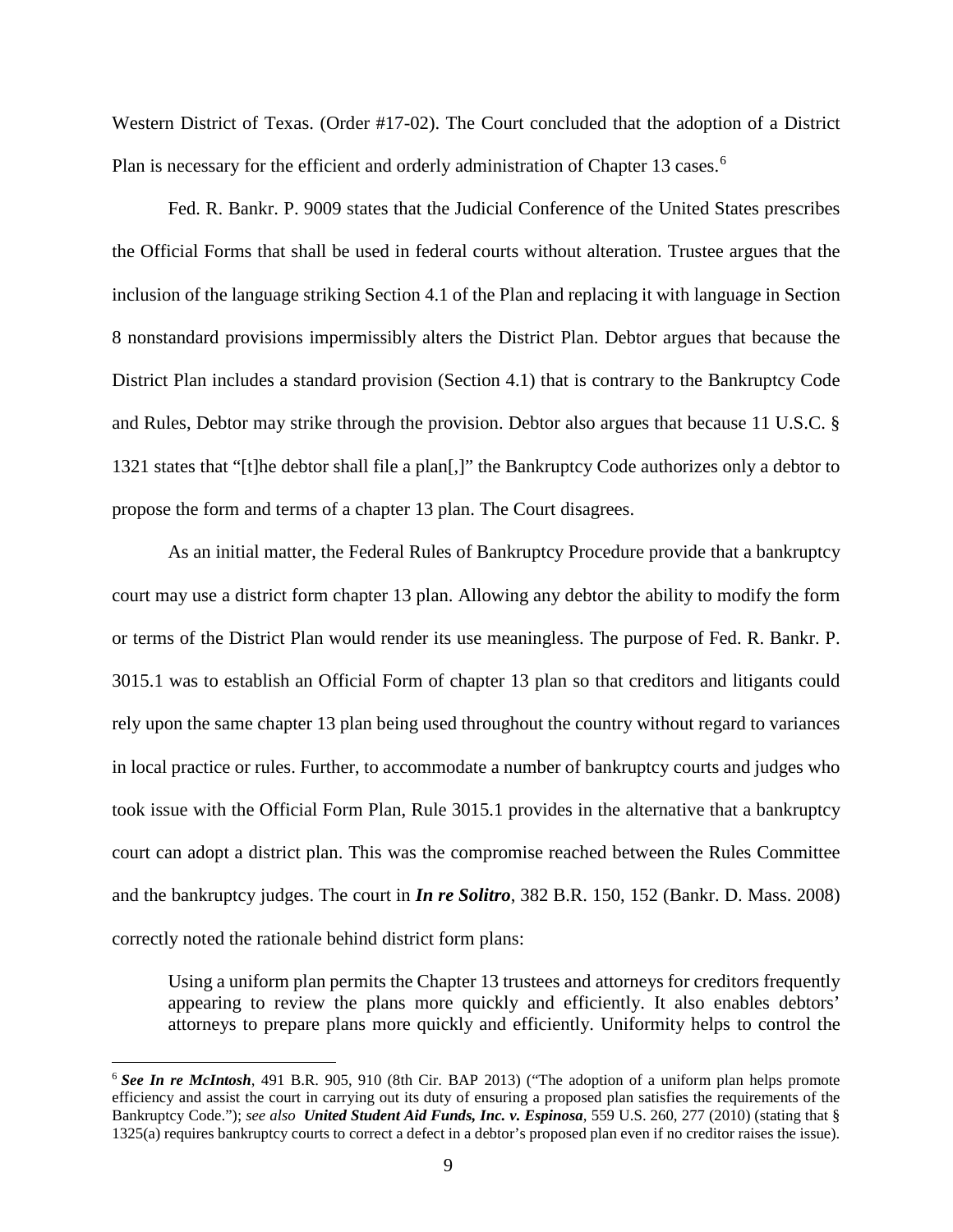Western District of Texas. (Order #17-02). The Court concluded that the adoption of a District Plan is necessary for the efficient and orderly administration of Chapter 13 cases.[6]

Fed. R. Bankr. P. 9009 states that the Judicial Conference of the United States prescribes the Official Forms that shall be used in federal courts without alteration. Trustee argues that the inclusion of the language striking Section 4.1 of the Plan and replacing it with language in Section 8 nonstandard provisions impermissibly alters the District Plan. Debtor argues that because the District Plan includes a standard provision (Section 4.1) that is contrary to the Bankruptcy Code and Rules, Debtor may strike through the provision. Debtor also argues that because 11 U.S.C. § 1321 states that "[t]he debtor shall file a plan[,]" the Bankruptcy Code authorizes only a debtor to propose the form and terms of a chapter 13 plan. The Court disagrees.

As an initial matter, the Federal Rules of Bankruptcy Procedure provide that a bankruptcy court may use a district form chapter 13 plan. Allowing any debtor the ability to modify the form or terms of the District Plan would render its use meaningless. The purpose of Fed. R. Bankr. P. 3015.1 was to establish an Official Form of chapter 13 plan so that creditors and litigants could rely upon the same chapter 13 plan being used throughout the country without regard to variances in local practice or rules. Further, to accommodate a number of bankruptcy courts and judges who took issue with the Official Form Plan, Rule 3015.1 provides in the alternative that a bankruptcy court can adopt a district plan. This was the compromise reached between the Rules Committee and the bankruptcy judges. The court in ***In re Solitro***, 382 B.R. 150, 152 (Bankr. D. Mass. 2008) correctly noted the rationale behind district form plans:

> Using a uniform plan permits the Chapter 13 trustees and attorneys for creditors frequently appearing to review the plans more quickly and efficiently. It also enables debtors' attorneys to prepare plans more quickly and efficiently. Uniformity helps to control the

---

[6] ***See In re McIntosh***, 491 B.R. 905, 910 (8th Cir. BAP 2013) ("The adoption of a uniform plan helps promote efficiency and assist the court in carrying out its duty of ensuring a proposed plan satisfies the requirements of the Bankruptcy Code."); *see also* ***United Student Aid Funds, Inc. v. Espinosa***, 559 U.S. 260, 277 (2010) (stating that § 1325(a) requires bankruptcy courts to correct a defect in a debtor's proposed plan even if no creditor raises the issue).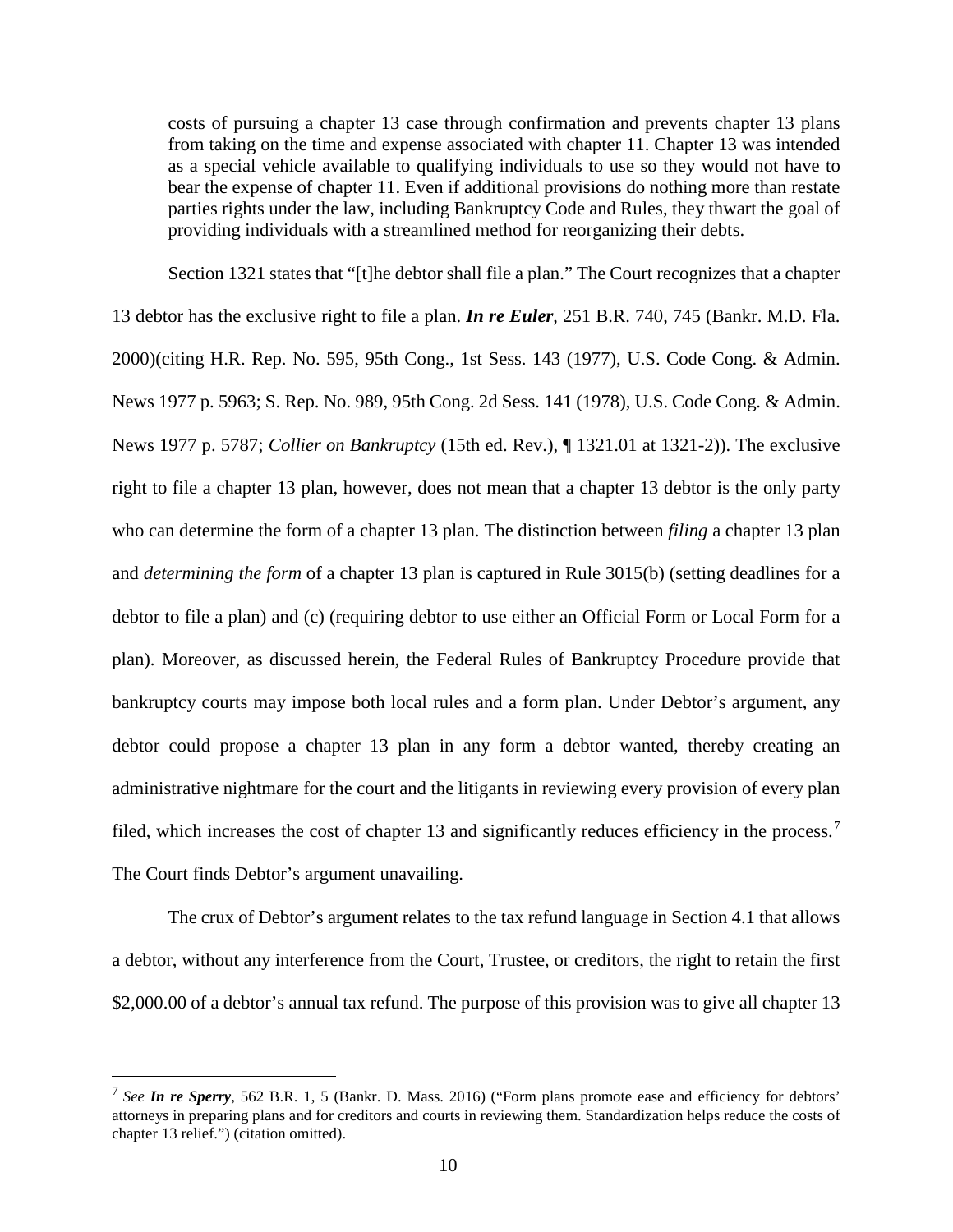> costs of pursuing a chapter 13 case through confirmation and prevents chapter 13 plans from taking on the time and expense associated with chapter 11. Chapter 13 was intended as a special vehicle available to qualifying individuals to use so they would not have to bear the expense of chapter 11. Even if additional provisions do nothing more than restate parties rights under the law, including Bankruptcy Code and Rules, they thwart the goal of providing individuals with a streamlined method for reorganizing their debts.

Section 1321 states that "[t]he debtor shall file a plan." The Court recognizes that a chapter 13 debtor has the exclusive right to file a plan. ***In re Euler***, 251 B.R. 740, 745 (Bankr. M.D. Fla. 2000)(citing H.R. Rep. No. 595, 95th Cong., 1st Sess. 143 (1977), U.S. Code Cong. & Admin. News 1977 p. 5963; S. Rep. No. 989, 95th Cong. 2d Sess. 141 (1978), U.S. Code Cong. & Admin. News 1977 p. 5787; *Collier on Bankruptcy* (15th ed. Rev.), ¶ 1321.01 at 1321-2)). The exclusive right to file a chapter 13 plan, however, does not mean that a chapter 13 debtor is the only party who can determine the form of a chapter 13 plan. The distinction between *filing* a chapter 13 plan and *determining the form* of a chapter 13 plan is captured in Rule 3015(b) (setting deadlines for a debtor to file a plan) and (c) (requiring debtor to use either an Official Form or Local Form for a plan). Moreover, as discussed herein, the Federal Rules of Bankruptcy Procedure provide that bankruptcy courts may impose both local rules and a form plan. Under Debtor's argument, any debtor could propose a chapter 13 plan in any form a debtor wanted, thereby creating an administrative nightmare for the court and the litigants in reviewing every provision of every plan filed, which increases the cost of chapter 13 and significantly reduces efficiency in the process.[7] The Court finds Debtor's argument unavailing.

The crux of Debtor's argument relates to the tax refund language in Section 4.1 that allows a debtor, without any interference from the Court, Trustee, or creditors, the right to retain the first \$2,000.00 of a debtor's annual tax refund. The purpose of this provision was to give all chapter 13

---

[7] *See* ***In re Sperry***, 562 B.R. 1, 5 (Bankr. D. Mass. 2016) ("Form plans promote ease and efficiency for debtors' attorneys in preparing plans and for creditors and courts in reviewing them. Standardization helps reduce the costs of chapter 13 relief.") (citation omitted).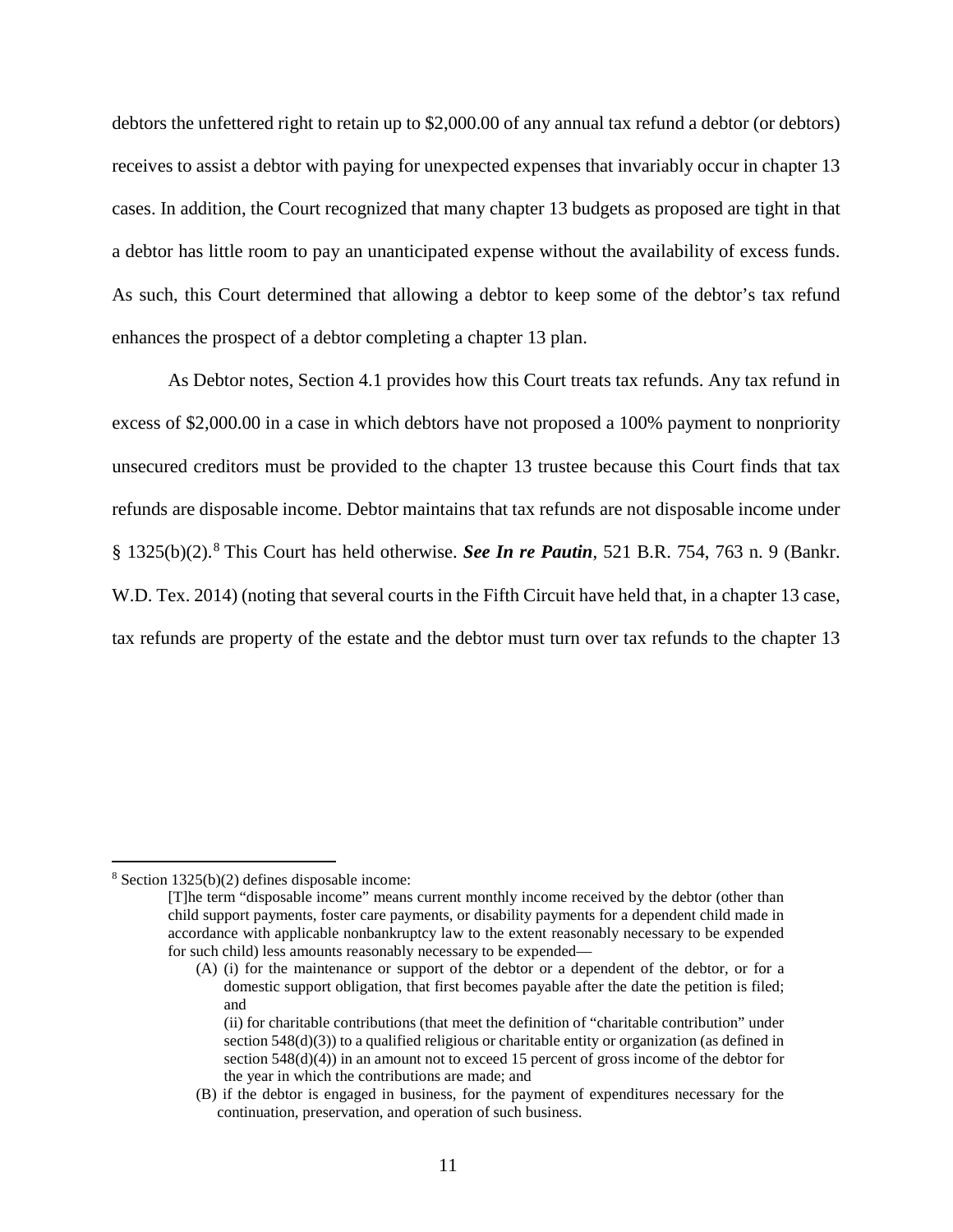debtors the unfettered right to retain up to $2,000.00 of any annual tax refund a debtor (or debtors) receives to assist a debtor with paying for unexpected expenses that invariably occur in chapter 13 cases. In addition, the Court recognized that many chapter 13 budgets as proposed are tight in that a debtor has little room to pay an unanticipated expense without the availability of excess funds. As such, this Court determined that allowing a debtor to keep some of the debtor's tax refund enhances the prospect of a debtor completing a chapter 13 plan.

As Debtor notes, Section 4.1 provides how this Court treats tax refunds. Any tax refund in excess of $2,000.00 in a case in which debtors have not proposed a 100% payment to nonpriority unsecured creditors must be provided to the chapter 13 trustee because this Court finds that tax refunds are disposable income. Debtor maintains that tax refunds are not disposable income under § 1325(b)(2).[8] This Court has held otherwise. ***See In re Pautin***, 521 B.R. 754, 763 n. 9 (Bankr. W.D. Tex. 2014) (noting that several courts in the Fifth Circuit have held that, in a chapter 13 case, tax refunds are property of the estate and the debtor must turn over tax refunds to the chapter 13

---

[8] Section 1325(b)(2) defines disposable income:

> [T]he term "disposable income" means current monthly income received by the debtor (other than child support payments, foster care payments, or disability payments for a dependent child made in accordance with applicable nonbankruptcy law to the extent reasonably necessary to be expended for such child) less amounts reasonably necessary to be expended—
>
> (A) (i) for the maintenance or support of the debtor or a dependent of the debtor, or for a domestic support obligation, that first becomes payable after the date the petition is filed; and
>
> (ii) for charitable contributions (that meet the definition of "charitable contribution" under section 548(d)(3)) to a qualified religious or charitable entity or organization (as defined in section 548(d)(4)) in an amount not to exceed 15 percent of gross income of the debtor for the year in which the contributions are made; and
>
> (B) if the debtor is engaged in business, for the payment of expenditures necessary for the continuation, preservation, and operation of such business.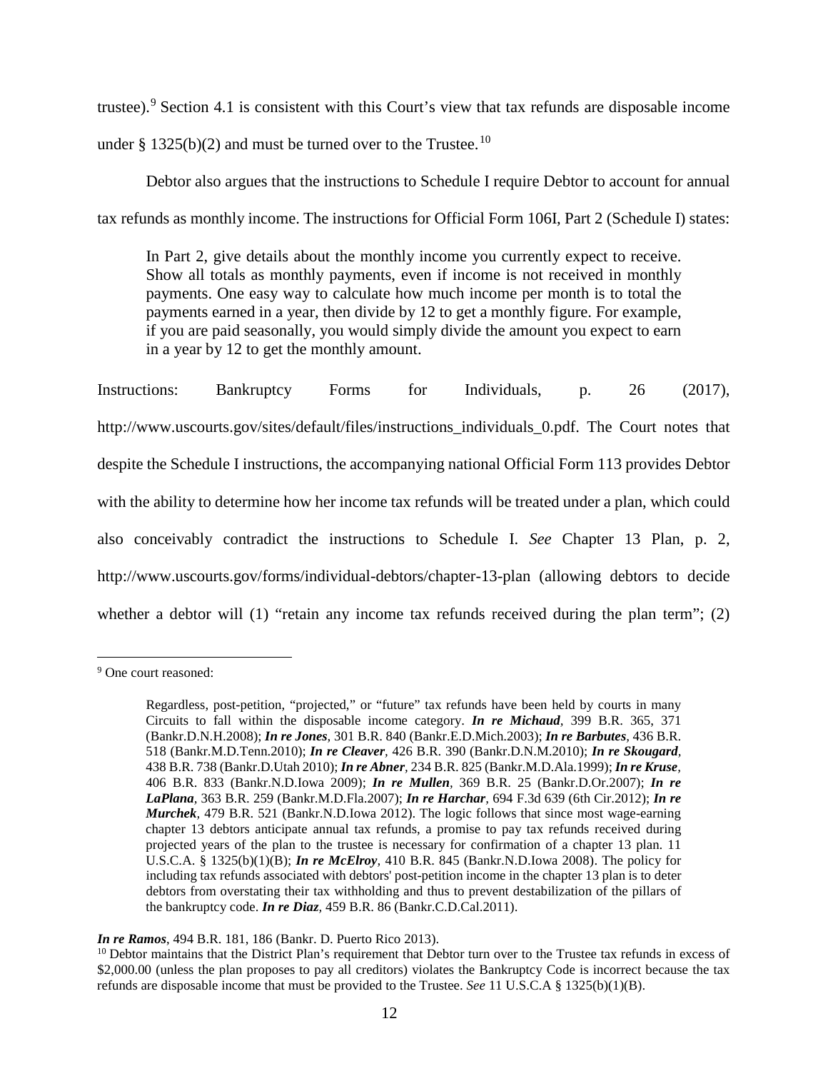trustee).[9] Section 4.1 is consistent with this Court's view that tax refunds are disposable income under § 1325(b)(2) and must be turned over to the Trustee.[10]

Debtor also argues that the instructions to Schedule I require Debtor to account for annual tax refunds as monthly income. The instructions for Official Form 106I, Part 2 (Schedule I) states:

> In Part 2, give details about the monthly income you currently expect to receive. Show all totals as monthly payments, even if income is not received in monthly payments. One easy way to calculate how much income per month is to total the payments earned in a year, then divide by 12 to get a monthly figure. For example, if you are paid seasonally, you would simply divide the amount you expect to earn in a year by 12 to get the monthly amount.

Instructions: Bankruptcy Forms for Individuals, p. 26 (2017), http://www.uscourts.gov/sites/default/files/instructions_individuals_0.pdf. The Court notes that despite the Schedule I instructions, the accompanying national Official Form 113 provides Debtor with the ability to determine how her income tax refunds will be treated under a plan, which could also conceivably contradict the instructions to Schedule I. *See* Chapter 13 Plan, p. 2, http://www.uscourts.gov/forms/individual-debtors/chapter-13-plan (allowing debtors to decide whether a debtor will (1) "retain any income tax refunds received during the plan term"; (2)

---

[9] One court reasoned:

> Regardless, post-petition, "projected," or "future" tax refunds have been held by courts in many Circuits to fall within the disposable income category. ***In re Michaud***, 399 B.R. 365, 371 (Bankr.D.N.H.2008); ***In re Jones***, 301 B.R. 840 (Bankr.E.D.Mich.2003); ***In re Barbutes***, 436 B.R. 518 (Bankr.M.D.Tenn.2010); ***In re Cleaver***, 426 B.R. 390 (Bankr.D.N.M.2010); ***In re Skougard***, 438 B.R. 738 (Bankr.D.Utah 2010); ***In re Abner***, 234 B.R. 825 (Bankr.M.D.Ala.1999); ***In re Kruse***, 406 B.R. 833 (Bankr.N.D.Iowa 2009); ***In re Mullen***, 369 B.R. 25 (Bankr.D.Or.2007); ***In re LaPlana***, 363 B.R. 259 (Bankr.M.D.Fla.2007); ***In re Harchar***, 694 F.3d 639 (6th Cir.2012); ***In re Murchek***, 479 B.R. 521 (Bankr.N.D.Iowa 2012). The logic follows that since most wage-earning chapter 13 debtors anticipate annual tax refunds, a promise to pay tax refunds received during projected years of the plan to the trustee is necessary for confirmation of a chapter 13 plan. 11 U.S.C.A. § 1325(b)(1)(B); ***In re McElroy***, 410 B.R. 845 (Bankr.N.D.Iowa 2008). The policy for including tax refunds associated with debtors' post-petition income in the chapter 13 plan is to deter debtors from overstating their tax withholding and thus to prevent destabilization of the pillars of the bankruptcy code. ***In re Diaz***, 459 B.R. 86 (Bankr.C.D.Cal.2011).

***In re Ramos***, 494 B.R. 181, 186 (Bankr. D. Puerto Rico 2013).

[10] Debtor maintains that the District Plan's requirement that Debtor turn over to the Trustee tax refunds in excess of $2,000.00 (unless the plan proposes to pay all creditors) violates the Bankruptcy Code is incorrect because the tax refunds are disposable income that must be provided to the Trustee. *See* 11 U.S.C.A § 1325(b)(1)(B).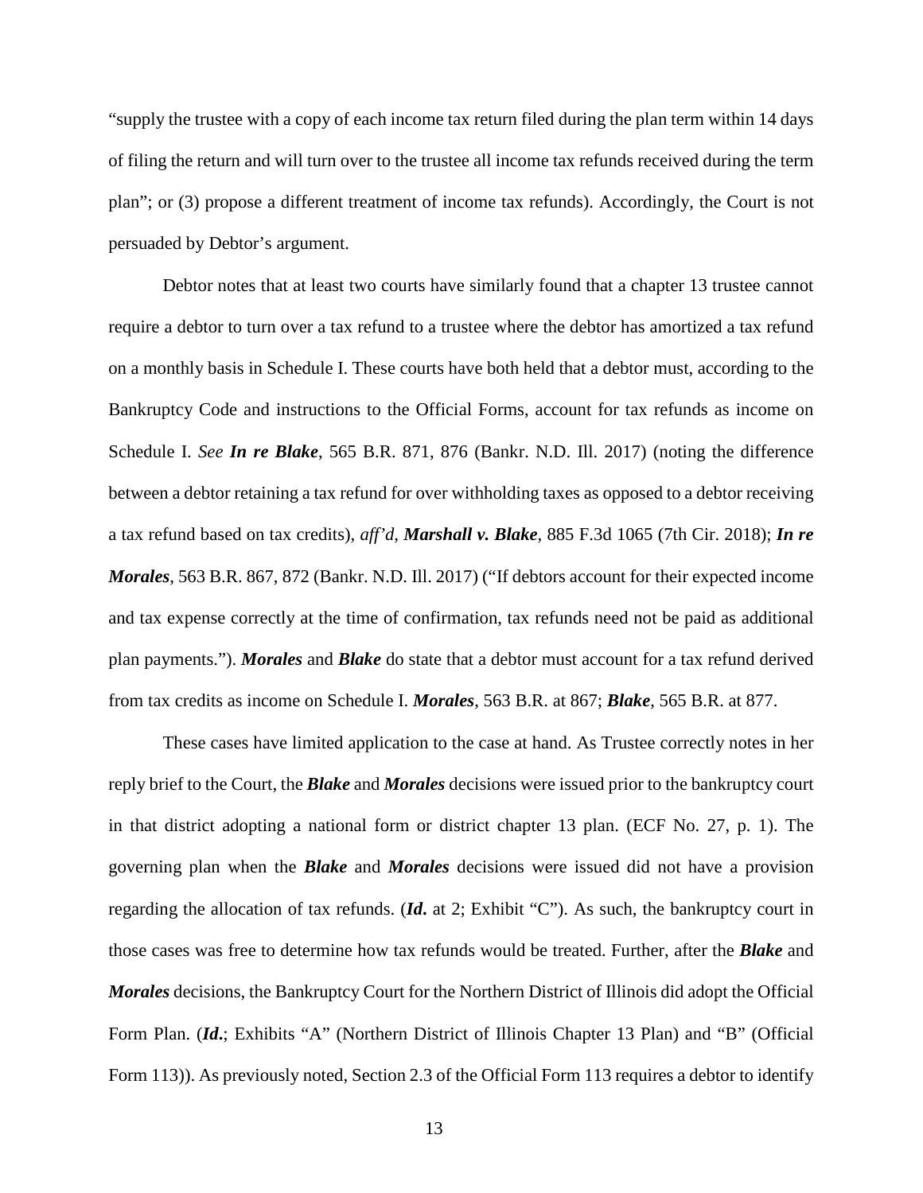"supply the trustee with a copy of each income tax return filed during the plan term within 14 days of filing the return and will turn over to the trustee all income tax refunds received during the term plan"; or (3) propose a different treatment of income tax refunds). Accordingly, the Court is not persuaded by Debtor's argument.

Debtor notes that at least two courts have similarly found that a chapter 13 trustee cannot require a debtor to turn over a tax refund to a trustee where the debtor has amortized a tax refund on a monthly basis in Schedule I. These courts have both held that a debtor must, according to the Bankruptcy Code and instructions to the Official Forms, account for tax refunds as income on Schedule I. *See* ***In re Blake***, 565 B.R. 871, 876 (Bankr. N.D. Ill. 2017) (noting the difference between a debtor retaining a tax refund for over withholding taxes as opposed to a debtor receiving a tax refund based on tax credits), *aff'd*, ***Marshall v. Blake***, 885 F.3d 1065 (7th Cir. 2018); ***In re Morales***, 563 B.R. 867, 872 (Bankr. N.D. Ill. 2017) ("If debtors account for their expected income and tax expense correctly at the time of confirmation, tax refunds need not be paid as additional plan payments."). ***Morales*** and ***Blake*** do state that a debtor must account for a tax refund derived from tax credits as income on Schedule I. ***Morales***, 563 B.R. at 867; ***Blake***, 565 B.R. at 877.

These cases have limited application to the case at hand. As Trustee correctly notes in her reply brief to the Court, the ***Blake*** and ***Morales*** decisions were issued prior to the bankruptcy court in that district adopting a national form or district chapter 13 plan. (ECF No. 27, p. 1). The governing plan when the ***Blake*** and ***Morales*** decisions were issued did not have a provision regarding the allocation of tax refunds. (***Id.*** at 2; Exhibit "C"). As such, the bankruptcy court in those cases was free to determine how tax refunds would be treated. Further, after the ***Blake*** and ***Morales*** decisions, the Bankruptcy Court for the Northern District of Illinois did adopt the Official Form Plan. (***Id.***; Exhibits "A" (Northern District of Illinois Chapter 13 Plan) and "B" (Official Form 113)). As previously noted, Section 2.3 of the Official Form 113 requires a debtor to identify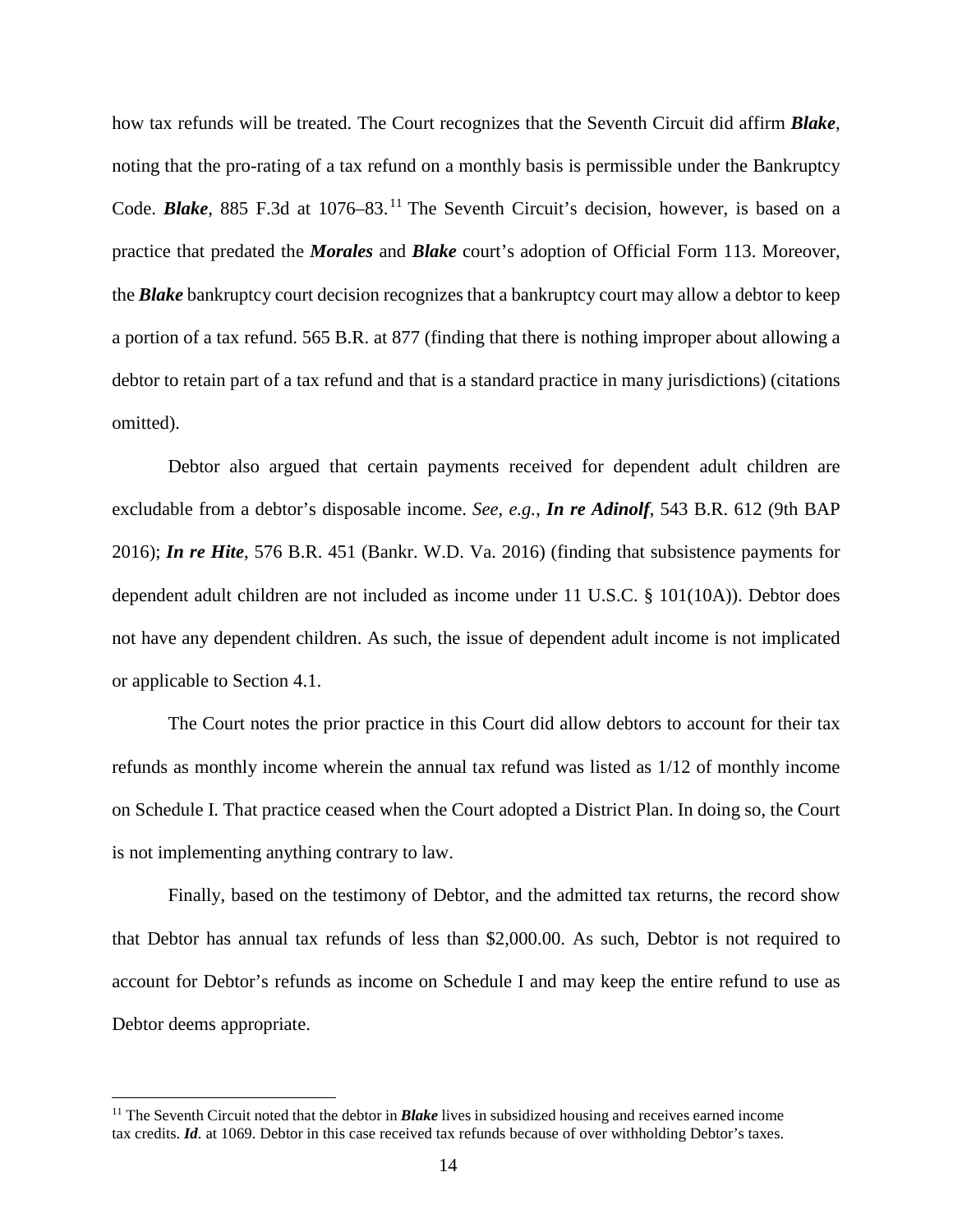how tax refunds will be treated. The Court recognizes that the Seventh Circuit did affirm ***Blake***, noting that the pro-rating of a tax refund on a monthly basis is permissible under the Bankruptcy Code. ***Blake***, 885 F.3d at 1076–83.[11] The Seventh Circuit's decision, however, is based on a practice that predated the ***Morales*** and ***Blake*** court's adoption of Official Form 113. Moreover, the ***Blake*** bankruptcy court decision recognizes that a bankruptcy court may allow a debtor to keep a portion of a tax refund. 565 B.R. at 877 (finding that there is nothing improper about allowing a debtor to retain part of a tax refund and that is a standard practice in many jurisdictions) (citations omitted).

Debtor also argued that certain payments received for dependent adult children are excludable from a debtor's disposable income. *See, e.g.*, ***In re Adinolf***, 543 B.R. 612 (9th BAP 2016); ***In re Hite***, 576 B.R. 451 (Bankr. W.D. Va. 2016) (finding that subsistence payments for dependent adult children are not included as income under 11 U.S.C. § 101(10A)). Debtor does not have any dependent children. As such, the issue of dependent adult income is not implicated or applicable to Section 4.1.

The Court notes the prior practice in this Court did allow debtors to account for their tax refunds as monthly income wherein the annual tax refund was listed as 1/12 of monthly income on Schedule I. That practice ceased when the Court adopted a District Plan. In doing so, the Court is not implementing anything contrary to law.

Finally, based on the testimony of Debtor, and the admitted tax returns, the record show that Debtor has annual tax refunds of less than $2,000.00. As such, Debtor is not required to account for Debtor's refunds as income on Schedule I and may keep the entire refund to use as Debtor deems appropriate.

---

[11] The Seventh Circuit noted that the debtor in ***Blake*** lives in subsidized housing and receives earned income tax credits. ***Id***. at 1069. Debtor in this case received tax refunds because of over withholding Debtor's taxes.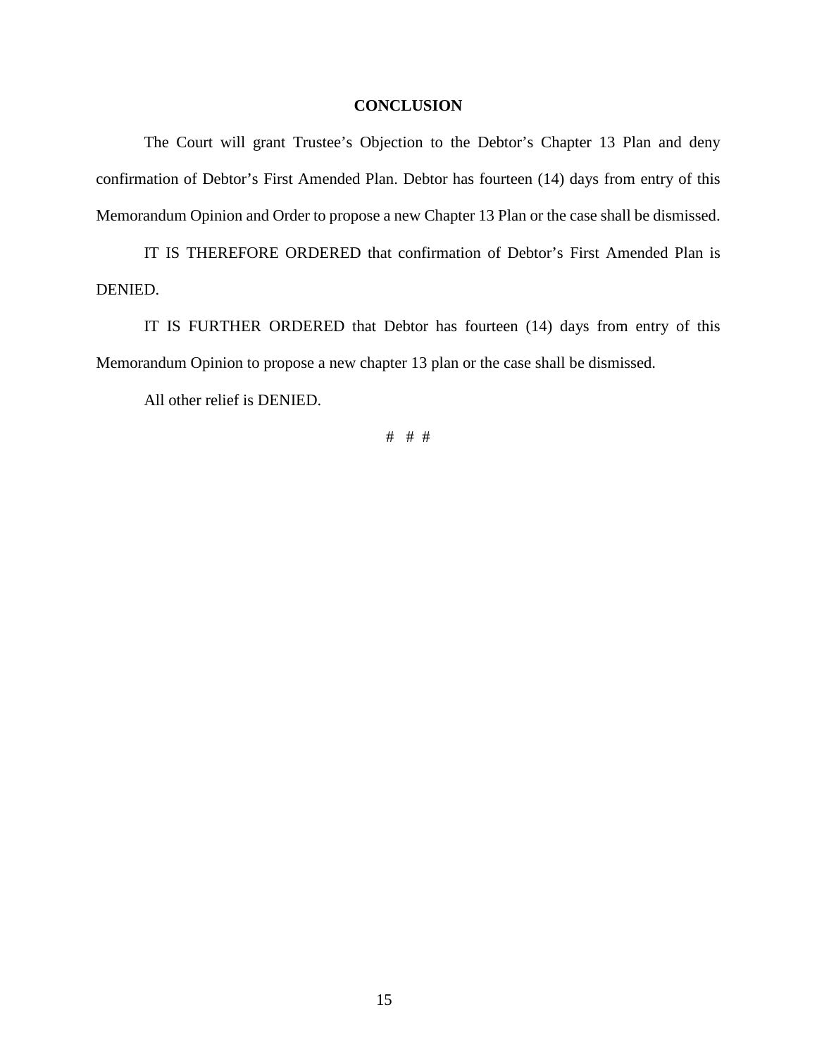## CONCLUSION

The Court will grant Trustee's Objection to the Debtor's Chapter 13 Plan and deny confirmation of Debtor's First Amended Plan. Debtor has fourteen (14) days from entry of this Memorandum Opinion and Order to propose a new Chapter 13 Plan or the case shall be dismissed.

IT IS THEREFORE ORDERED that confirmation of Debtor's First Amended Plan is DENIED.

IT IS FURTHER ORDERED that Debtor has fourteen (14) days from entry of this Memorandum Opinion to propose a new chapter 13 plan or the case shall be dismissed.

All other relief is DENIED.

# # #